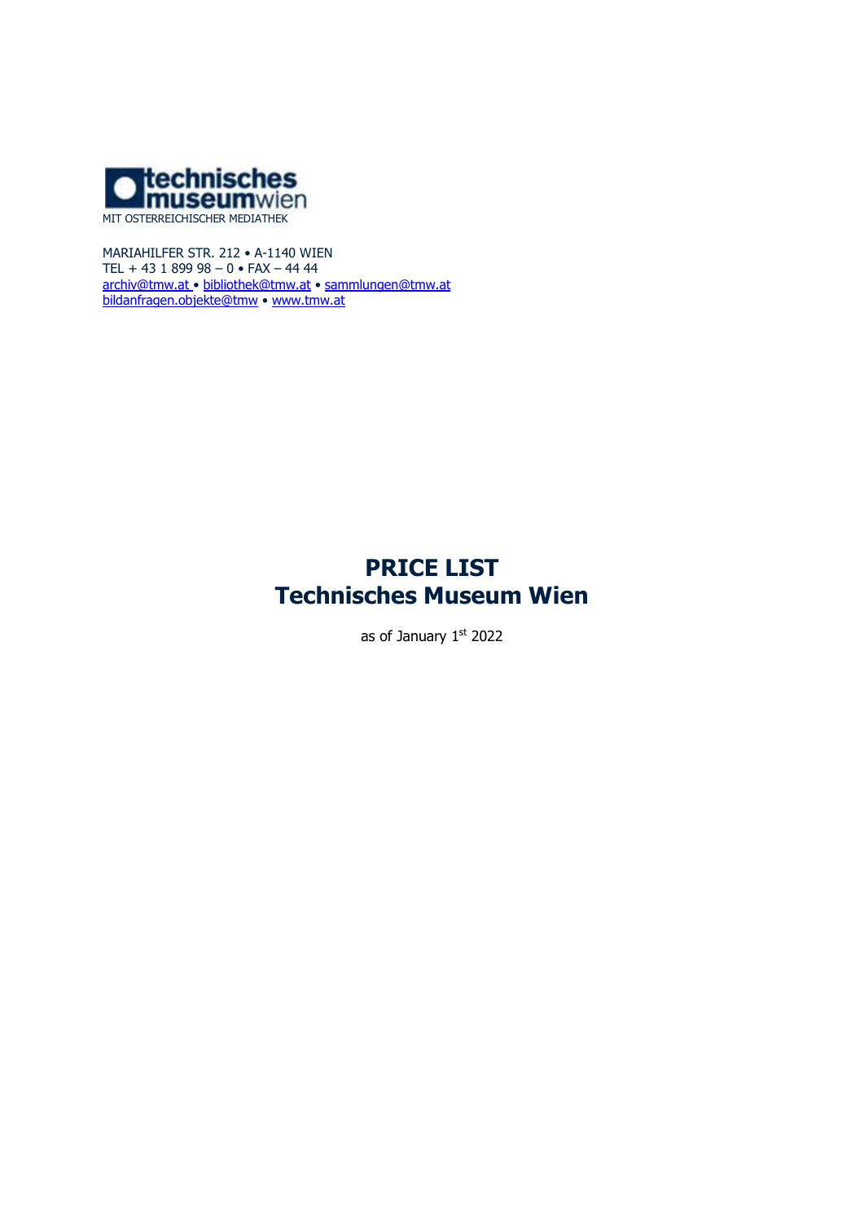technisches museumwien

MIT OSTERREICHISCHER MEDIATHEK

MARIAHILFER STR. 212 • A-1140 WIEN
TEL + 43 1 899 98 – 0 • FAX – 44 44
archiv@tmw.at • bibliothek@tmw.at • sammlungen@tmw.at
bildanfragen.objekte@tmw • www.tmw.at

# PRICE LIST
# Technisches Museum Wien

as of January 1st 2022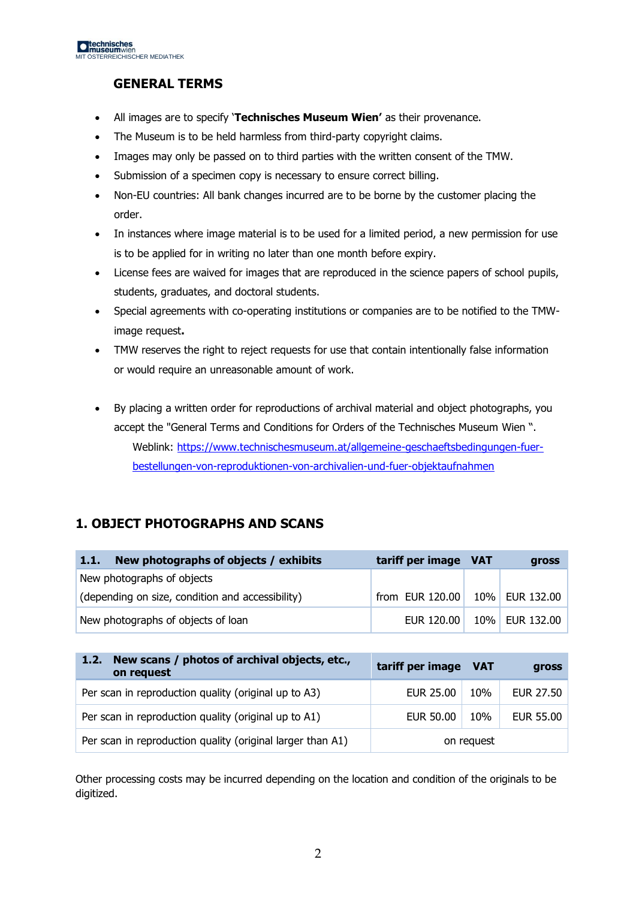## GENERAL TERMS

- All images are to specify '**Technisches Museum Wien'** as their provenance.
- The Museum is to be held harmless from third-party copyright claims.
- Images may only be passed on to third parties with the written consent of the TMW.
- Submission of a specimen copy is necessary to ensure correct billing.
- Non-EU countries: All bank changes incurred are to be borne by the customer placing the order.
- In instances where image material is to be used for a limited period, a new permission for use is to be applied for in writing no later than one month before expiry.
- License fees are waived for images that are reproduced in the science papers of school pupils, students, graduates, and doctoral students.
- Special agreements with co-operating institutions or companies are to be notified to the TMW-image request**.**
- TMW reserves the right to reject requests for use that contain intentionally false information or would require an unreasonable amount of work.

- By placing a written order for reproductions of archival material and object photographs, you accept the "General Terms and Conditions for Orders of the Technisches Museum Wien ".
  Weblink: https://www.technischesmuseum.at/allgemeine-geschaeftsbedingungen-fuer-bestellungen-von-reproduktionen-von-archivalien-und-fuer-objektaufnahmen

## 1. OBJECT PHOTOGRAPHS AND SCANS

| 1.1. New photographs of objects / exhibits | tariff per image | VAT | gross |
|---|---|---|---|
| New photographs of objects (depending on size, condition and accessibility) | from EUR 120.00 | 10% | EUR 132.00 |
| New photographs of objects of loan | EUR 120.00 | 10% | EUR 132.00 |

| 1.2. New scans / photos of archival objects, etc., on request | tariff per image | VAT | gross |
|---|---|---|---|
| Per scan in reproduction quality (original up to A3) | EUR 25.00 | 10% | EUR 27.50 |
| Per scan in reproduction quality (original up to A1) | EUR 50.00 | 10% | EUR 55.00 |
| Per scan in reproduction quality (original larger than A1) | on request | | |

Other processing costs may be incurred depending on the location and condition of the originals to be digitized.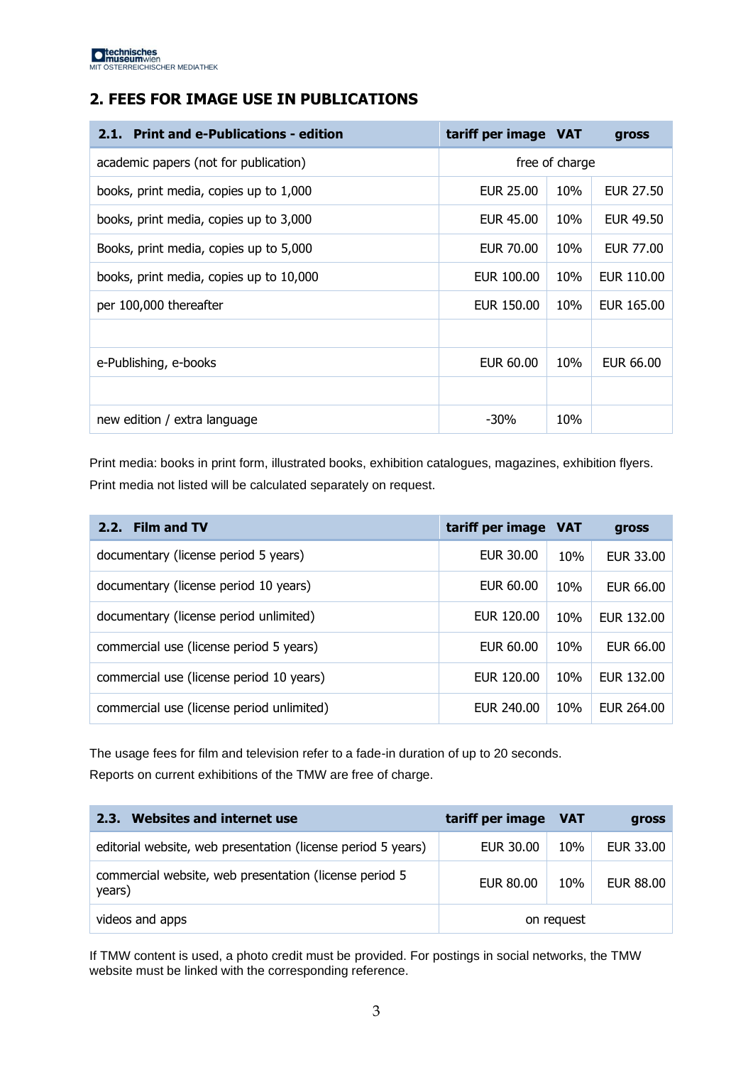## 2. FEES FOR IMAGE USE IN PUBLICATIONS

| 2.1. Print and e-Publications - edition | tariff per image | VAT | gross |
|---|---|---|---|
| academic papers (not for publication) | free of charge | | |
| books, print media, copies up to 1,000 | EUR 25.00 | 10% | EUR 27.50 |
| books, print media, copies up to 3,000 | EUR 45.00 | 10% | EUR 49.50 |
| Books, print media, copies up to 5,000 | EUR 70.00 | 10% | EUR 77.00 |
| books, print media, copies up to 10,000 | EUR 100.00 | 10% | EUR 110.00 |
| per 100,000 thereafter | EUR 150.00 | 10% | EUR 165.00 |
| | | | |
| e-Publishing, e-books | EUR 60.00 | 10% | EUR 66.00 |
| | | | |
| new edition / extra language | -30% | 10% | |

Print media: books in print form, illustrated books, exhibition catalogues, magazines, exhibition flyers.
Print media not listed will be calculated separately on request.

| 2.2. Film and TV | tariff per image | VAT | gross |
|---|---|---|---|
| documentary (license period 5 years) | EUR 30.00 | 10% | EUR 33.00 |
| documentary (license period 10 years) | EUR 60.00 | 10% | EUR 66.00 |
| documentary (license period unlimited) | EUR 120.00 | 10% | EUR 132.00 |
| commercial use (license period 5 years) | EUR 60.00 | 10% | EUR 66.00 |
| commercial use (license period 10 years) | EUR 120.00 | 10% | EUR 132.00 |
| commercial use (license period unlimited) | EUR 240.00 | 10% | EUR 264.00 |

The usage fees for film and television refer to a fade-in duration of up to 20 seconds.
Reports on current exhibitions of the TMW are free of charge.

| 2.3. Websites and internet use | tariff per image | VAT | gross |
|---|---|---|---|
| editorial website, web presentation (license period 5 years) | EUR 30.00 | 10% | EUR 33.00 |
| commercial website, web presentation (license period 5 years) | EUR 80.00 | 10% | EUR 88.00 |
| videos and apps | on request | | |

If TMW content is used, a photo credit must be provided. For postings in social networks, the TMW website must be linked with the corresponding reference.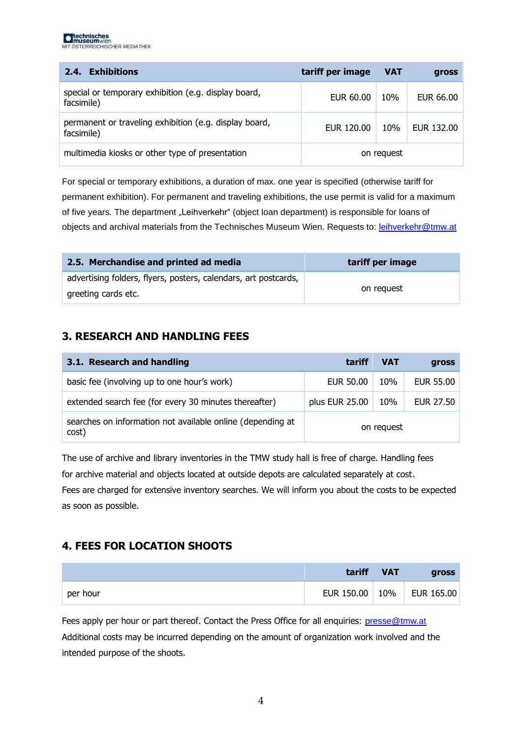| 2.4. Exhibitions | tariff per image | VAT | gross |
|---|---|---|---|
| special or temporary exhibition (e.g. display board, facsimile) | EUR 60.00 | 10% | EUR 66.00 |
| permanent or traveling exhibition (e.g. display board, facsimile) | EUR 120.00 | 10% | EUR 132.00 |
| multimedia kiosks or other type of presentation | on request | | |

For special or temporary exhibitions, a duration of max. one year is specified (otherwise tariff for permanent exhibition). For permanent and traveling exhibitions, the use permit is valid for a maximum of five years. The department „Leihverkehr" (object loan department) is responsible for loans of objects and archival materials from the Technisches Museum Wien. Requests to: leihverkehr@tmw.at

| 2.5. Merchandise and printed ad media | tariff per image |
|---|---|
| advertising folders, flyers, posters, calendars, art postcards, greeting cards etc. | on request |

## 3. RESEARCH AND HANDLING FEES

| 3.1. Research and handling | tariff | VAT | gross |
|---|---|---|---|
| basic fee (involving up to one hour's work) | EUR 50.00 | 10% | EUR 55.00 |
| extended search fee (for every 30 minutes thereafter) | plus EUR 25.00 | 10% | EUR 27.50 |
| searches on information not available online (depending at cost) | on request | | |

The use of archive and library inventories in the TMW study hall is free of charge. Handling fees for archive material and objects located at outside depots are calculated separately at cost. Fees are charged for extensive inventory searches. We will inform you about the costs to be expected as soon as possible.

## 4. FEES FOR LOCATION SHOOTS

| | tariff | VAT | gross |
|---|---|---|---|
| per hour | EUR 150.00 | 10% | EUR 165.00 |

Fees apply per hour or part thereof. Contact the Press Office for all enquiries: presse@tmw.at
Additional costs may be incurred depending on the amount of organization work involved and the intended purpose of the shoots.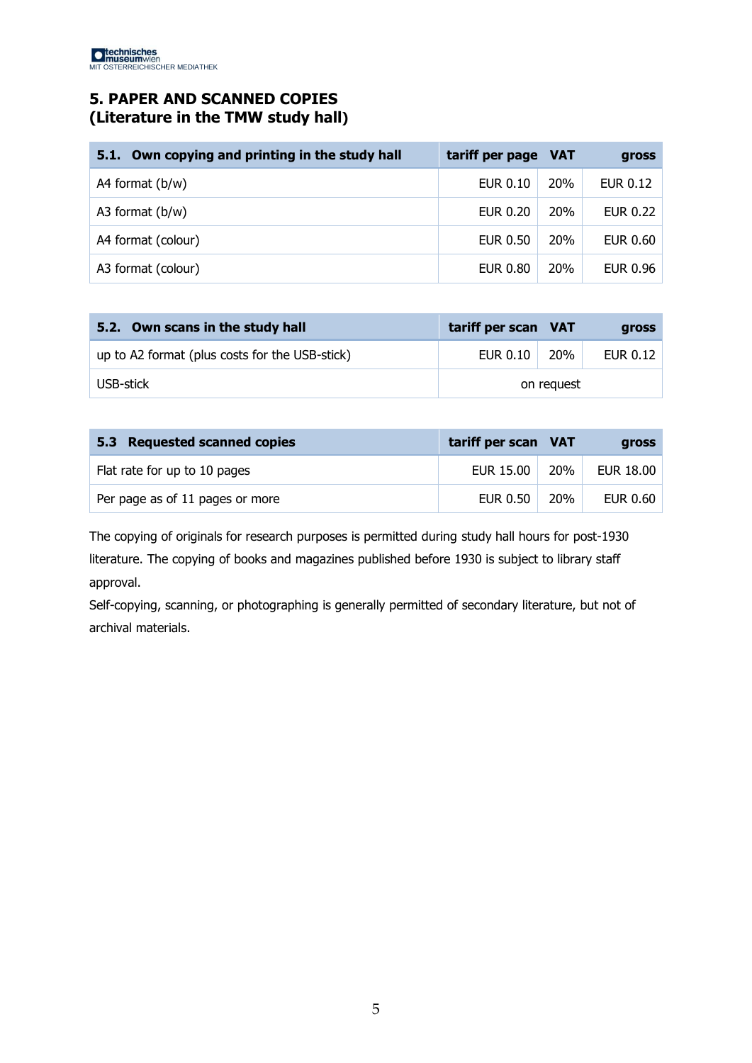## 5. PAPER AND SCANNED COPIES
## (Literature in the TMW study hall)

| 5.1. Own copying and printing in the study hall | tariff per page | VAT | gross |
|---|---|---|---|
| A4 format (b/w) | EUR 0.10 | 20% | EUR 0.12 |
| A3 format (b/w) | EUR 0.20 | 20% | EUR 0.22 |
| A4 format (colour) | EUR 0.50 | 20% | EUR 0.60 |
| A3 format (colour) | EUR 0.80 | 20% | EUR 0.96 |

| 5.2. Own scans in the study hall | tariff per scan | VAT | gross |
|---|---|---|---|
| up to A2 format (plus costs for the USB-stick) | EUR 0.10 | 20% | EUR 0.12 |
| USB-stick | on request | | |

| 5.3 Requested scanned copies | tariff per scan | VAT | gross |
|---|---|---|---|
| Flat rate for up to 10 pages | EUR 15.00 | 20% | EUR 18.00 |
| Per page as of 11 pages or more | EUR 0.50 | 20% | EUR 0.60 |

The copying of originals for research purposes is permitted during study hall hours for post-1930 literature. The copying of books and magazines published before 1930 is subject to library staff approval.

Self-copying, scanning, or photographing is generally permitted of secondary literature, but not of archival materials.